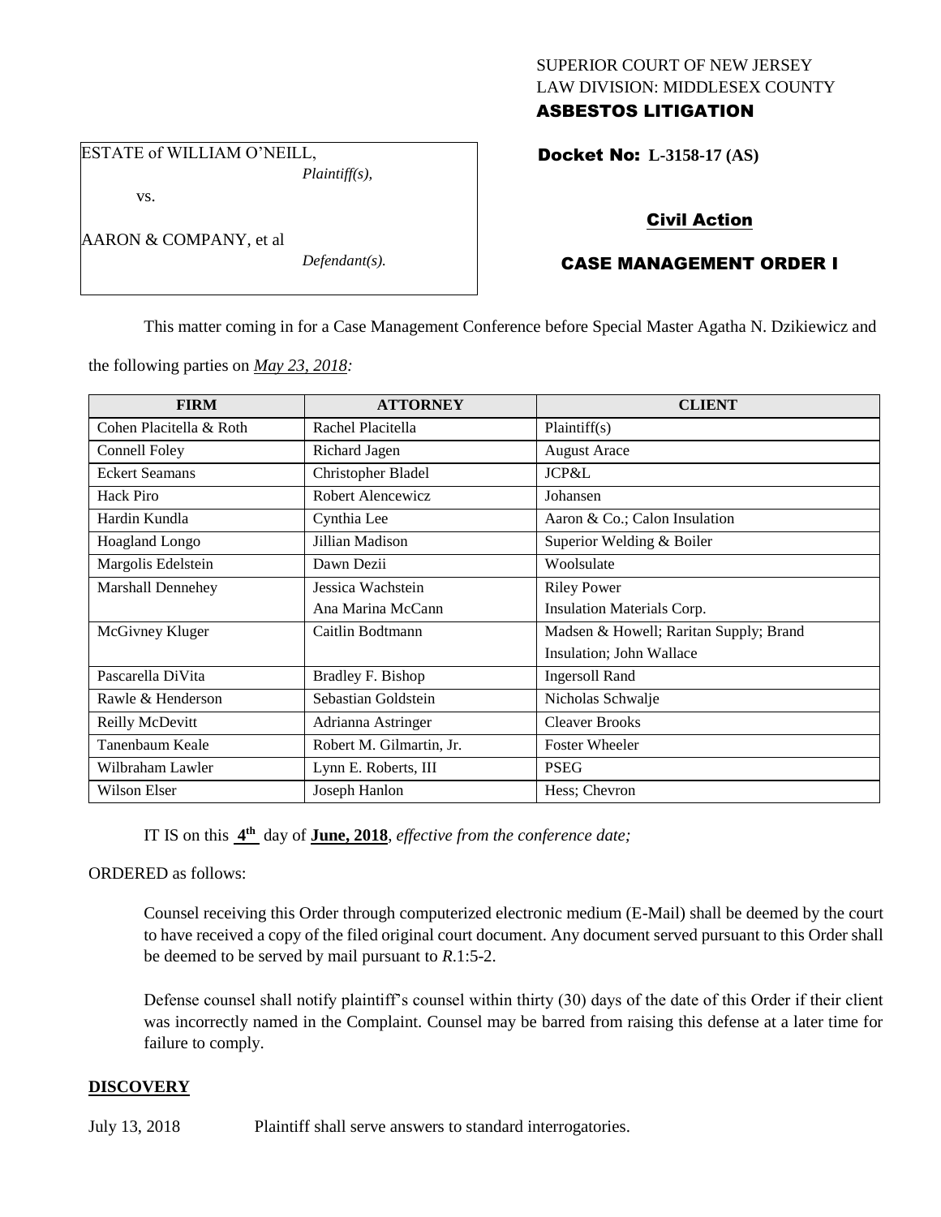SUPERIOR COURT OF NEW JERSEY
LAW DIVISION: MIDDLESEX COUNTY

**ASBESTOS LITIGATION**

ESTATE of WILLIAM O'NEILL,
*Plaintiff(s),*

vs.

AARON & COMPANY, et al
*Defendant(s).*

**Docket No: L-3158-17 (AS)**

**Civil Action**

**CASE MANAGEMENT ORDER I**

This matter coming in for a Case Management Conference before Special Master Agatha N. Dzikiewicz and the following parties on *May 23, 2018:*

| FIRM | ATTORNEY | CLIENT |
|---|---|---|
| Cohen Placitella & Roth | Rachel Placitella | Plaintiff(s) |
| Connell Foley | Richard Jagen | August Arace |
| Eckert Seamans | Christopher Bladel | JCP&L |
| Hack Piro | Robert Alencewicz | Johansen |
| Hardin Kundla | Cynthia Lee | Aaron & Co.; Calon Insulation |
| Hoagland Longo | Jillian Madison | Superior Welding & Boiler |
| Margolis Edelstein | Dawn Dezii | Woolsulate |
| Marshall Dennehey | Jessica Wachstein<br>Ana Marina McCann | Riley Power<br>Insulation Materials Corp. |
| McGivney Kluger | Caitlin Bodtmann | Madsen & Howell; Raritan Supply; Brand Insulation; John Wallace |
| Pascarella DiVita | Bradley F. Bishop | Ingersoll Rand |
| Rawle & Henderson | Sebastian Goldstein | Nicholas Schwalje |
| Reilly McDevitt | Adrianna Astringer | Cleaver Brooks |
| Tanenbaum Keale | Robert M. Gilmartin, Jr. | Foster Wheeler |
| Wilbraham Lawler | Lynn E. Roberts, III | PSEG |
| Wilson Elser | Joseph Hanlon | Hess; Chevron |

IT IS on this **4th** day of **June, 2018**, *effective from the conference date;*

ORDERED as follows:

Counsel receiving this Order through computerized electronic medium (E-Mail) shall be deemed by the court to have received a copy of the filed original court document. Any document served pursuant to this Order shall be deemed to be served by mail pursuant to *R*.1:5-2.

Defense counsel shall notify plaintiff's counsel within thirty (30) days of the date of this Order if their client was incorrectly named in the Complaint. Counsel may be barred from raising this defense at a later time for failure to comply.

## DISCOVERY

July 13, 2018 Plaintiff shall serve answers to standard interrogatories.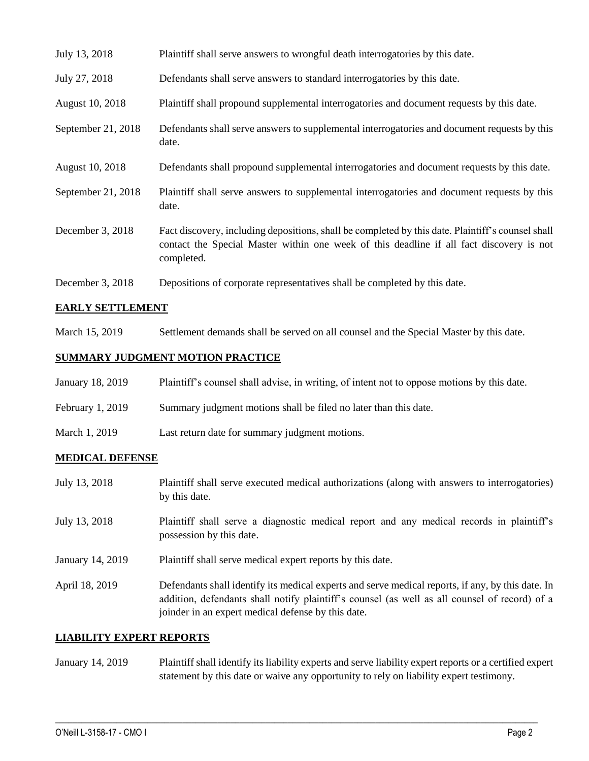| | |
|---|---|
| July 13, 2018 | Plaintiff shall serve answers to wrongful death interrogatories by this date. |
| July 27, 2018 | Defendants shall serve answers to standard interrogatories by this date. |
| August 10, 2018 | Plaintiff shall propound supplemental interrogatories and document requests by this date. |
| September 21, 2018 | Defendants shall serve answers to supplemental interrogatories and document requests by this date. |
| August 10, 2018 | Defendants shall propound supplemental interrogatories and document requests by this date. |
| September 21, 2018 | Plaintiff shall serve answers to supplemental interrogatories and document requests by this date. |
| December 3, 2018 | Fact discovery, including depositions, shall be completed by this date. Plaintiff's counsel shall contact the Special Master within one week of this deadline if all fact discovery is not completed. |
| December 3, 2018 | Depositions of corporate representatives shall be completed by this date. |

## EARLY SETTLEMENT

| | |
|---|---|
| March 15, 2019 | Settlement demands shall be served on all counsel and the Special Master by this date. |

## SUMMARY JUDGMENT MOTION PRACTICE

| | |
|---|---|
| January 18, 2019 | Plaintiff's counsel shall advise, in writing, of intent not to oppose motions by this date. |
| February 1, 2019 | Summary judgment motions shall be filed no later than this date. |
| March 1, 2019 | Last return date for summary judgment motions. |

## MEDICAL DEFENSE

| | |
|---|---|
| July 13, 2018 | Plaintiff shall serve executed medical authorizations (along with answers to interrogatories) by this date. |
| July 13, 2018 | Plaintiff shall serve a diagnostic medical report and any medical records in plaintiff's possession by this date. |
| January 14, 2019 | Plaintiff shall serve medical expert reports by this date. |
| April 18, 2019 | Defendants shall identify its medical experts and serve medical reports, if any, by this date. In addition, defendants shall notify plaintiff's counsel (as well as all counsel of record) of a joinder in an expert medical defense by this date. |

## LIABILITY EXPERT REPORTS

| | |
|---|---|
| January 14, 2019 | Plaintiff shall identify its liability experts and serve liability expert reports or a certified expert statement by this date or waive any opportunity to rely on liability expert testimony. |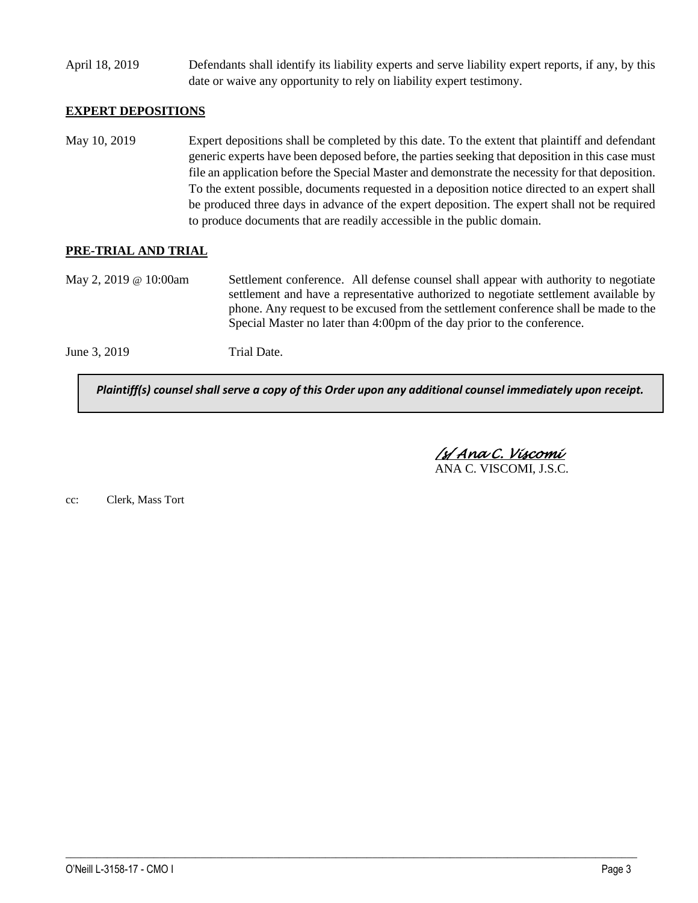April 18, 2019 Defendants shall identify its liability experts and serve liability expert reports, if any, by this date or waive any opportunity to rely on liability expert testimony.

**EXPERT DEPOSITIONS**

May 10, 2019 Expert depositions shall be completed by this date. To the extent that plaintiff and defendant generic experts have been deposed before, the parties seeking that deposition in this case must file an application before the Special Master and demonstrate the necessity for that deposition. To the extent possible, documents requested in a deposition notice directed to an expert shall be produced three days in advance of the expert deposition. The expert shall not be required to produce documents that are readily accessible in the public domain.

**PRE-TRIAL AND TRIAL**

May 2, 2019 @ 10:00am Settlement conference. All defense counsel shall appear with authority to negotiate settlement and have a representative authorized to negotiate settlement available by phone. Any request to be excused from the settlement conference shall be made to the Special Master no later than 4:00pm of the day prior to the conference.

June 3, 2019 Trial Date.

***Plaintiff(s) counsel shall serve a copy of this Order upon any additional counsel immediately upon receipt.***

*/s/ Ana C. Viscomi*
ANA C. VISCOMI, J.S.C.

cc: Clerk, Mass Tort